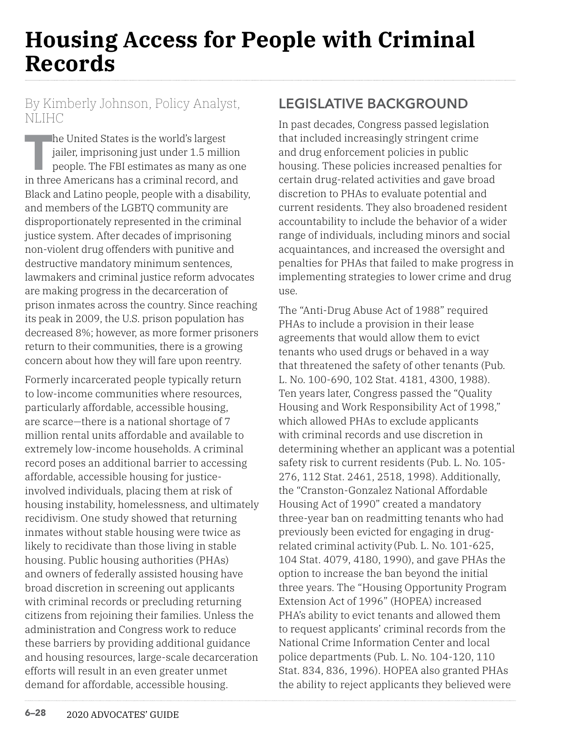# Housing Access for People with Criminal Records

By Kimberly Johnson, Policy Analyst, NLIHC

The United States is the world's largest jailer, imprisoning just under 1.5 million people. The FBI estimates as many as one in three Americans has a criminal record, and Black and Latino people, people with a disability, and members of the LGBTQ community are disproportionately represented in the criminal justice system. After decades of imprisoning non-violent drug offenders with punitive and destructive mandatory minimum sentences, lawmakers and criminal justice reform advocates are making progress in the decarceration of prison inmates across the country. Since reaching its peak in 2009, the U.S. prison population has decreased 8%; however, as more former prisoners return to their communities, there is a growing concern about how they will fare upon reentry.

Formerly incarcerated people typically return to low-income communities where resources, particularly affordable, accessible housing, are scarce—there is a national shortage of 7 million rental units affordable and available to extremely low-income households. A criminal record poses an additional barrier to accessing affordable, accessible housing for justice-involved individuals, placing them at risk of housing instability, homelessness, and ultimately recidivism. One study showed that returning inmates without stable housing were twice as likely to recidivate than those living in stable housing. Public housing authorities (PHAs) and owners of federally assisted housing have broad discretion in screening out applicants with criminal records or precluding returning citizens from rejoining their families. Unless the administration and Congress work to reduce these barriers by providing additional guidance and housing resources, large-scale decarceration efforts will result in an even greater unmet demand for affordable, accessible housing.

## LEGISLATIVE BACKGROUND

In past decades, Congress passed legislation that included increasingly stringent crime and drug enforcement policies in public housing. These policies increased penalties for certain drug-related activities and gave broad discretion to PHAs to evaluate potential and current residents. They also broadened resident accountability to include the behavior of a wider range of individuals, including minors and social acquaintances, and increased the oversight and penalties for PHAs that failed to make progress in implementing strategies to lower crime and drug use.

The "Anti-Drug Abuse Act of 1988" required PHAs to include a provision in their lease agreements that would allow them to evict tenants who used drugs or behaved in a way that threatened the safety of other tenants (Pub. L. No. 100-690, 102 Stat. 4181, 4300, 1988). Ten years later, Congress passed the "Quality Housing and Work Responsibility Act of 1998," which allowed PHAs to exclude applicants with criminal records and use discretion in determining whether an applicant was a potential safety risk to current residents (Pub. L. No. 105-276, 112 Stat. 2461, 2518, 1998). Additionally, the "Cranston-Gonzalez National Affordable Housing Act of 1990" created a mandatory three-year ban on readmitting tenants who had previously been evicted for engaging in drug-related criminal activity (Pub. L. No. 101-625, 104 Stat. 4079, 4180, 1990), and gave PHAs the option to increase the ban beyond the initial three years. The "Housing Opportunity Program Extension Act of 1996" (HOPEA) increased PHA's ability to evict tenants and allowed them to request applicants' criminal records from the National Crime Information Center and local police departments (Pub. L. No. 104-120, 110 Stat. 834, 836, 1996). HOPEA also granted PHAs the ability to reject applicants they believed were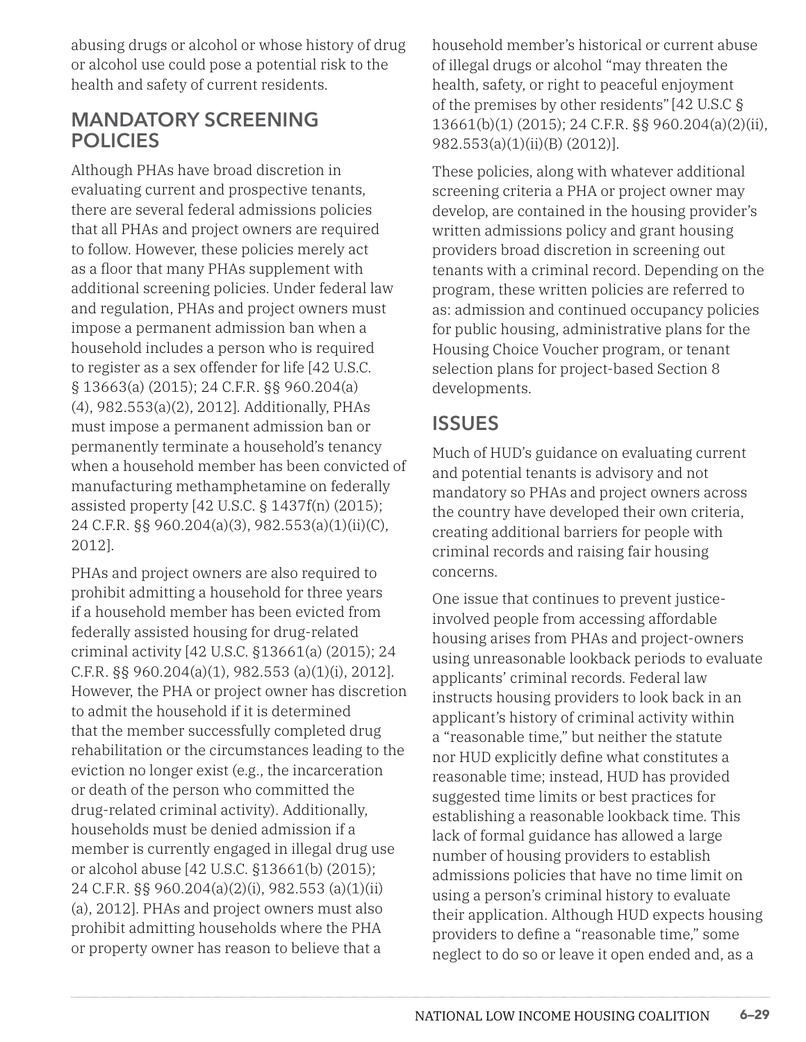abusing drugs or alcohol or whose history of drug or alcohol use could pose a potential risk to the health and safety of current residents.

## MANDATORY SCREENING POLICIES

Although PHAs have broad discretion in evaluating current and prospective tenants, there are several federal admissions policies that all PHAs and project owners are required to follow. However, these policies merely act as a floor that many PHAs supplement with additional screening policies. Under federal law and regulation, PHAs and project owners must impose a permanent admission ban when a household includes a person who is required to register as a sex offender for life [42 U.S.C. § 13663(a) (2015); 24 C.F.R. §§ 960.204(a)(4), 982.553(a)(2), 2012]. Additionally, PHAs must impose a permanent admission ban or permanently terminate a household's tenancy when a household member has been convicted of manufacturing methamphetamine on federally assisted property [42 U.S.C. § 1437f(n) (2015); 24 C.F.R. §§ 960.204(a)(3), 982.553(a)(1)(ii)(C), 2012].

PHAs and project owners are also required to prohibit admitting a household for three years if a household member has been evicted from federally assisted housing for drug-related criminal activity [42 U.S.C. §13661(a) (2015); 24 C.F.R. §§ 960.204(a)(1), 982.553 (a)(1)(i), 2012]. However, the PHA or project owner has discretion to admit the household if it is determined that the member successfully completed drug rehabilitation or the circumstances leading to the eviction no longer exist (e.g., the incarceration or death of the person who committed the drug-related criminal activity). Additionally, households must be denied admission if a member is currently engaged in illegal drug use or alcohol abuse [42 U.S.C. §13661(b) (2015); 24 C.F.R. §§ 960.204(a)(2)(i), 982.553 (a)(1)(ii)(a), 2012]. PHAs and project owners must also prohibit admitting households where the PHA or property owner has reason to believe that a household member's historical or current abuse of illegal drugs or alcohol "may threaten the health, safety, or right to peaceful enjoyment of the premises by other residents" [42 U.S.C § 13661(b)(1) (2015); 24 C.F.R. §§ 960.204(a)(2)(ii), 982.553(a)(1)(ii)(B) (2012)].

These policies, along with whatever additional screening criteria a PHA or project owner may develop, are contained in the housing provider's written admissions policy and grant housing providers broad discretion in screening out tenants with a criminal record. Depending on the program, these written policies are referred to as: admission and continued occupancy policies for public housing, administrative plans for the Housing Choice Voucher program, or tenant selection plans for project-based Section 8 developments.

## ISSUES

Much of HUD's guidance on evaluating current and potential tenants is advisory and not mandatory so PHAs and project owners across the country have developed their own criteria, creating additional barriers for people with criminal records and raising fair housing concerns.

One issue that continues to prevent justice-involved people from accessing affordable housing arises from PHAs and project-owners using unreasonable lookback periods to evaluate applicants' criminal records. Federal law instructs housing providers to look back in an applicant's history of criminal activity within a "reasonable time," but neither the statute nor HUD explicitly define what constitutes a reasonable time; instead, HUD has provided suggested time limits or best practices for establishing a reasonable lookback time. This lack of formal guidance has allowed a large number of housing providers to establish admissions policies that have no time limit on using a person's criminal history to evaluate their application. Although HUD expects housing providers to define a "reasonable time," some neglect to do so or leave it open ended and, as a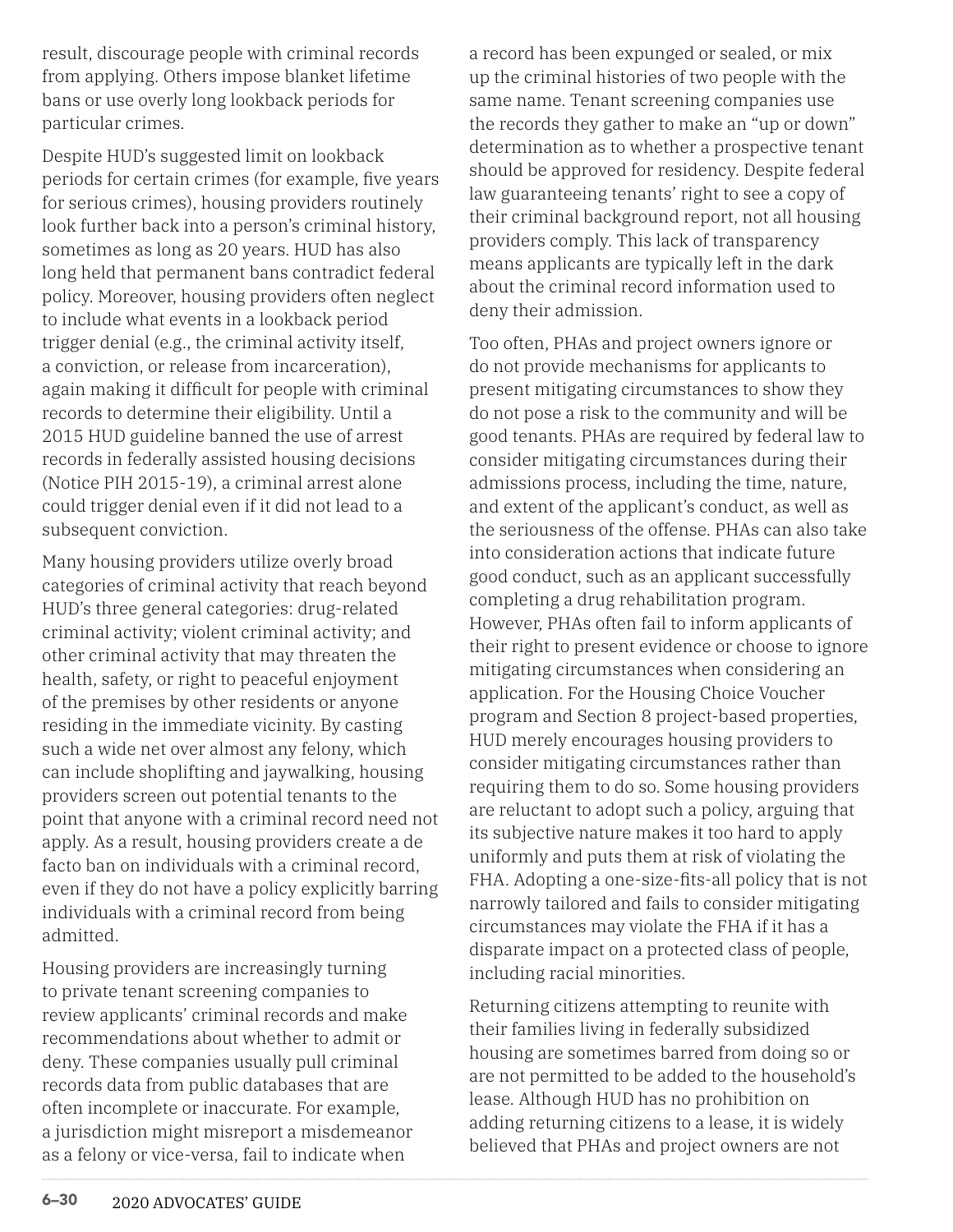result, discourage people with criminal records from applying. Others impose blanket lifetime bans or use overly long lookback periods for particular crimes.

Despite HUD's suggested limit on lookback periods for certain crimes (for example, five years for serious crimes), housing providers routinely look further back into a person's criminal history, sometimes as long as 20 years. HUD has also long held that permanent bans contradict federal policy. Moreover, housing providers often neglect to include what events in a lookback period trigger denial (e.g., the criminal activity itself, a conviction, or release from incarceration), again making it difficult for people with criminal records to determine their eligibility. Until a 2015 HUD guideline banned the use of arrest records in federally assisted housing decisions (Notice PIH 2015-19), a criminal arrest alone could trigger denial even if it did not lead to a subsequent conviction.

Many housing providers utilize overly broad categories of criminal activity that reach beyond HUD's three general categories: drug-related criminal activity; violent criminal activity; and other criminal activity that may threaten the health, safety, or right to peaceful enjoyment of the premises by other residents or anyone residing in the immediate vicinity. By casting such a wide net over almost any felony, which can include shoplifting and jaywalking, housing providers screen out potential tenants to the point that anyone with a criminal record need not apply. As a result, housing providers create a de facto ban on individuals with a criminal record, even if they do not have a policy explicitly barring individuals with a criminal record from being admitted.

Housing providers are increasingly turning to private tenant screening companies to review applicants' criminal records and make recommendations about whether to admit or deny. These companies usually pull criminal records data from public databases that are often incomplete or inaccurate. For example, a jurisdiction might misreport a misdemeanor as a felony or vice-versa, fail to indicate when a record has been expunged or sealed, or mix up the criminal histories of two people with the same name. Tenant screening companies use the records they gather to make an "up or down" determination as to whether a prospective tenant should be approved for residency. Despite federal law guaranteeing tenants' right to see a copy of their criminal background report, not all housing providers comply. This lack of transparency means applicants are typically left in the dark about the criminal record information used to deny their admission.

Too often, PHAs and project owners ignore or do not provide mechanisms for applicants to present mitigating circumstances to show they do not pose a risk to the community and will be good tenants. PHAs are required by federal law to consider mitigating circumstances during their admissions process, including the time, nature, and extent of the applicant's conduct, as well as the seriousness of the offense. PHAs can also take into consideration actions that indicate future good conduct, such as an applicant successfully completing a drug rehabilitation program. However, PHAs often fail to inform applicants of their right to present evidence or choose to ignore mitigating circumstances when considering an application. For the Housing Choice Voucher program and Section 8 project-based properties, HUD merely encourages housing providers to consider mitigating circumstances rather than requiring them to do so. Some housing providers are reluctant to adopt such a policy, arguing that its subjective nature makes it too hard to apply uniformly and puts them at risk of violating the FHA. Adopting a one-size-fits-all policy that is not narrowly tailored and fails to consider mitigating circumstances may violate the FHA if it has a disparate impact on a protected class of people, including racial minorities.

Returning citizens attempting to reunite with their families living in federally subsidized housing are sometimes barred from doing so or are not permitted to be added to the household's lease. Although HUD has no prohibition on adding returning citizens to a lease, it is widely believed that PHAs and project owners are not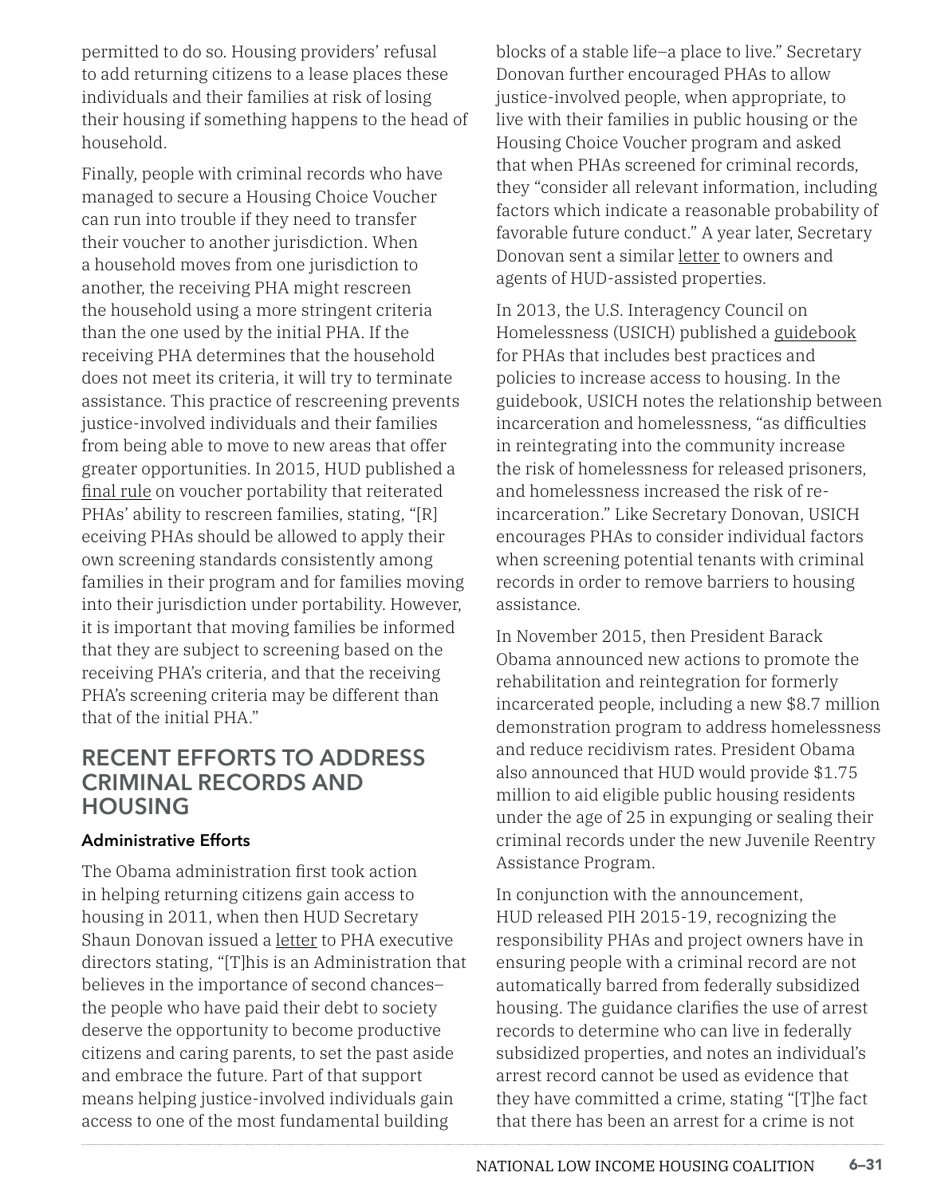permitted to do so. Housing providers' refusal to add returning citizens to a lease places these individuals and their families at risk of losing their housing if something happens to the head of household.

Finally, people with criminal records who have managed to secure a Housing Choice Voucher can run into trouble if they need to transfer their voucher to another jurisdiction. When a household moves from one jurisdiction to another, the receiving PHA might rescreen the household using a more stringent criteria than the one used by the initial PHA. If the receiving PHA determines that the household does not meet its criteria, it will try to terminate assistance. This practice of rescreening prevents justice-involved individuals and their families from being able to move to new areas that offer greater opportunities. In 2015, HUD published a final rule on voucher portability that reiterated PHAs' ability to rescreen families, stating, "[R]eceiving PHAs should be allowed to apply their own screening standards consistently among families in their program and for families moving into their jurisdiction under portability. However, it is important that moving families be informed that they are subject to screening based on the receiving PHA's criteria, and that the receiving PHA's screening criteria may be different than that of the initial PHA."

## RECENT EFFORTS TO ADDRESS CRIMINAL RECORDS AND HOUSING

### Administrative Efforts

The Obama administration first took action in helping returning citizens gain access to housing in 2011, when then HUD Secretary Shaun Donovan issued a letter to PHA executive directors stating, "[T]his is an Administration that believes in the importance of second chances–the people who have paid their debt to society deserve the opportunity to become productive citizens and caring parents, to set the past aside and embrace the future. Part of that support means helping justice-involved individuals gain access to one of the most fundamental building blocks of a stable life–a place to live." Secretary Donovan further encouraged PHAs to allow justice-involved people, when appropriate, to live with their families in public housing or the Housing Choice Voucher program and asked that when PHAs screened for criminal records, they "consider all relevant information, including factors which indicate a reasonable probability of favorable future conduct." A year later, Secretary Donovan sent a similar letter to owners and agents of HUD-assisted properties.

In 2013, the U.S. Interagency Council on Homelessness (USICH) published a guidebook for PHAs that includes best practices and policies to increase access to housing. In the guidebook, USICH notes the relationship between incarceration and homelessness, "as difficulties in reintegrating into the community increase the risk of homelessness for released prisoners, and homelessness increased the risk of re-incarceration." Like Secretary Donovan, USICH encourages PHAs to consider individual factors when screening potential tenants with criminal records in order to remove barriers to housing assistance.

In November 2015, then President Barack Obama announced new actions to promote the rehabilitation and reintegration for formerly incarcerated people, including a new $8.7 million demonstration program to address homelessness and reduce recidivism rates. President Obama also announced that HUD would provide $1.75 million to aid eligible public housing residents under the age of 25 in expunging or sealing their criminal records under the new Juvenile Reentry Assistance Program.

In conjunction with the announcement, HUD released PIH 2015-19, recognizing the responsibility PHAs and project owners have in ensuring people with a criminal record are not automatically barred from federally subsidized housing. The guidance clarifies the use of arrest records to determine who can live in federally subsidized properties, and notes an individual's arrest record cannot be used as evidence that they have committed a crime, stating "[T]he fact that there has been an arrest for a crime is not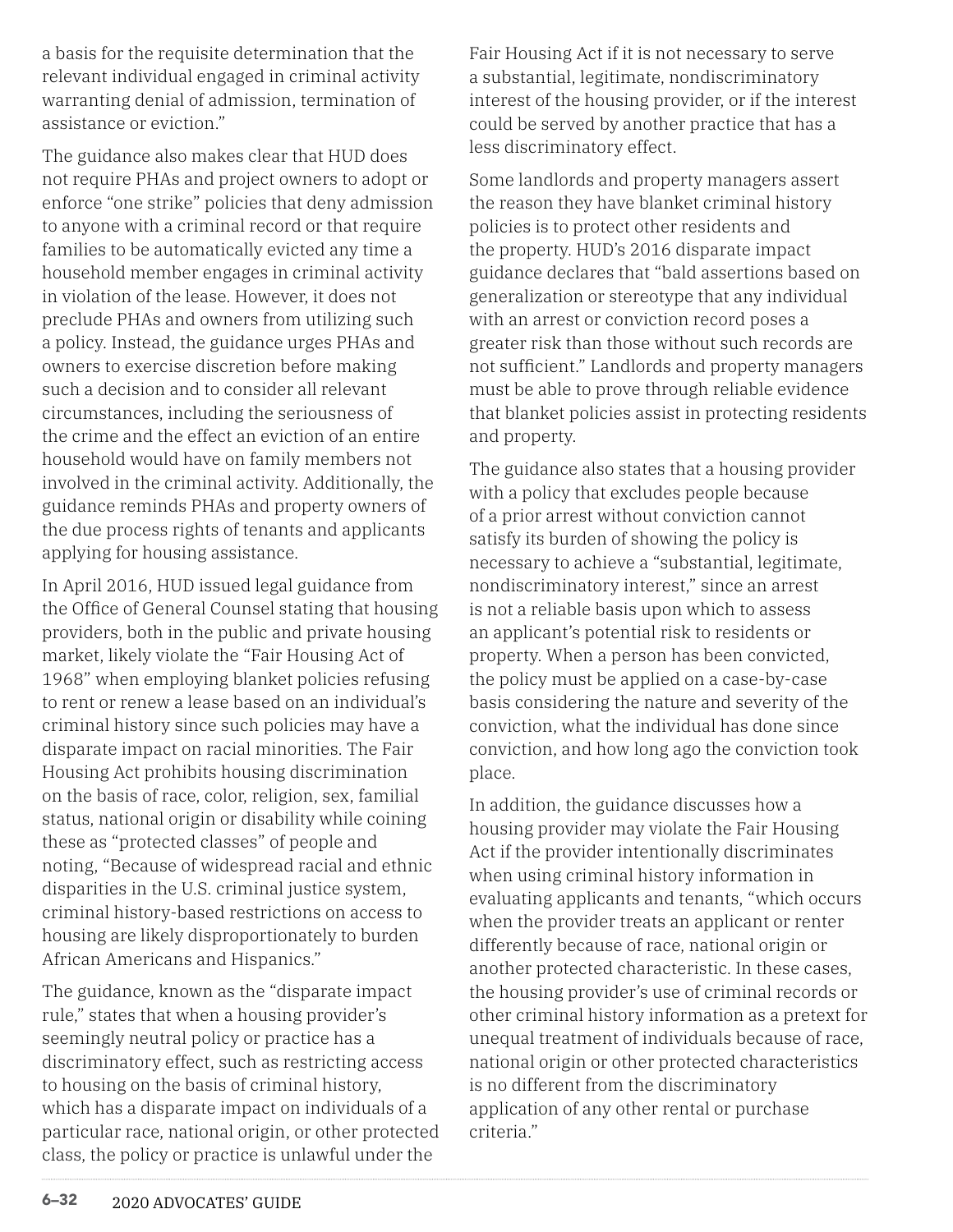a basis for the requisite determination that the relevant individual engaged in criminal activity warranting denial of admission, termination of assistance or eviction."

The guidance also makes clear that HUD does not require PHAs and project owners to adopt or enforce "one strike" policies that deny admission to anyone with a criminal record or that require families to be automatically evicted any time a household member engages in criminal activity in violation of the lease. However, it does not preclude PHAs and owners from utilizing such a policy. Instead, the guidance urges PHAs and owners to exercise discretion before making such a decision and to consider all relevant circumstances, including the seriousness of the crime and the effect an eviction of an entire household would have on family members not involved in the criminal activity. Additionally, the guidance reminds PHAs and property owners of the due process rights of tenants and applicants applying for housing assistance.

In April 2016, HUD issued legal guidance from the Office of General Counsel stating that housing providers, both in the public and private housing market, likely violate the "Fair Housing Act of 1968" when employing blanket policies refusing to rent or renew a lease based on an individual's criminal history since such policies may have a disparate impact on racial minorities. The Fair Housing Act prohibits housing discrimination on the basis of race, color, religion, sex, familial status, national origin or disability while coining these as "protected classes" of people and noting, "Because of widespread racial and ethnic disparities in the U.S. criminal justice system, criminal history-based restrictions on access to housing are likely disproportionately to burden African Americans and Hispanics."

The guidance, known as the "disparate impact rule," states that when a housing provider's seemingly neutral policy or practice has a discriminatory effect, such as restricting access to housing on the basis of criminal history, which has a disparate impact on individuals of a particular race, national origin, or other protected class, the policy or practice is unlawful under the Fair Housing Act if it is not necessary to serve a substantial, legitimate, nondiscriminatory interest of the housing provider, or if the interest could be served by another practice that has a less discriminatory effect.

Some landlords and property managers assert the reason they have blanket criminal history policies is to protect other residents and the property. HUD's 2016 disparate impact guidance declares that "bald assertions based on generalization or stereotype that any individual with an arrest or conviction record poses a greater risk than those without such records are not sufficient." Landlords and property managers must be able to prove through reliable evidence that blanket policies assist in protecting residents and property.

The guidance also states that a housing provider with a policy that excludes people because of a prior arrest without conviction cannot satisfy its burden of showing the policy is necessary to achieve a "substantial, legitimate, nondiscriminatory interest," since an arrest is not a reliable basis upon which to assess an applicant's potential risk to residents or property. When a person has been convicted, the policy must be applied on a case-by-case basis considering the nature and severity of the conviction, what the individual has done since conviction, and how long ago the conviction took place.

In addition, the guidance discusses how a housing provider may violate the Fair Housing Act if the provider intentionally discriminates when using criminal history information in evaluating applicants and tenants, "which occurs when the provider treats an applicant or renter differently because of race, national origin or another protected characteristic. In these cases, the housing provider's use of criminal records or other criminal history information as a pretext for unequal treatment of individuals because of race, national origin or other protected characteristics is no different from the discriminatory application of any other rental or purchase criteria."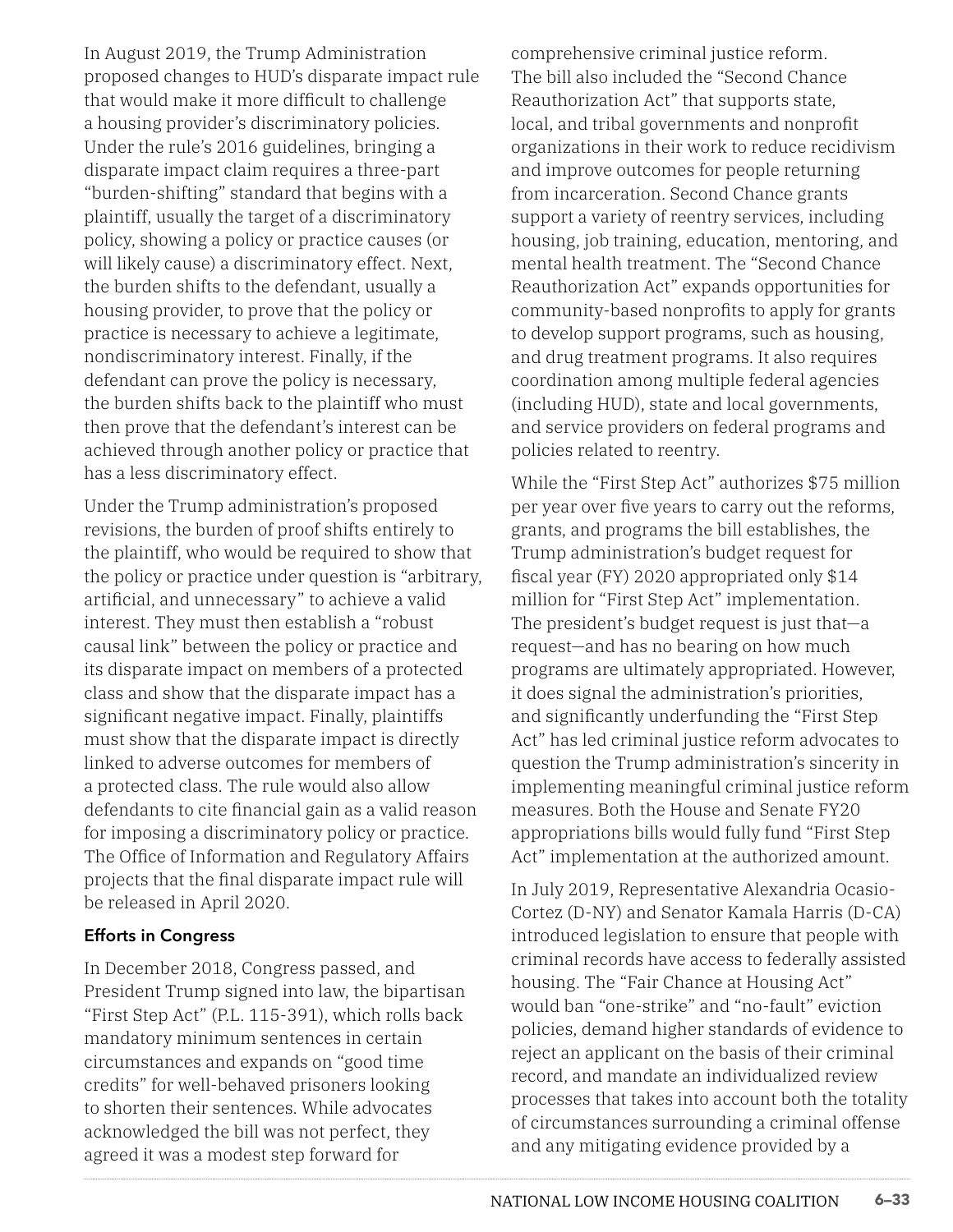In August 2019, the Trump Administration proposed changes to HUD's disparate impact rule that would make it more difficult to challenge a housing provider's discriminatory policies. Under the rule's 2016 guidelines, bringing a disparate impact claim requires a three-part "burden-shifting" standard that begins with a plaintiff, usually the target of a discriminatory policy, showing a policy or practice causes (or will likely cause) a discriminatory effect. Next, the burden shifts to the defendant, usually a housing provider, to prove that the policy or practice is necessary to achieve a legitimate, nondiscriminatory interest. Finally, if the defendant can prove the policy is necessary, the burden shifts back to the plaintiff who must then prove that the defendant's interest can be achieved through another policy or practice that has a less discriminatory effect.

Under the Trump administration's proposed revisions, the burden of proof shifts entirely to the plaintiff, who would be required to show that the policy or practice under question is "arbitrary, artificial, and unnecessary" to achieve a valid interest. They must then establish a "robust causal link" between the policy or practice and its disparate impact on members of a protected class and show that the disparate impact has a significant negative impact. Finally, plaintiffs must show that the disparate impact is directly linked to adverse outcomes for members of a protected class. The rule would also allow defendants to cite financial gain as a valid reason for imposing a discriminatory policy or practice. The Office of Information and Regulatory Affairs projects that the final disparate impact rule will be released in April 2020.

### Efforts in Congress

In December 2018, Congress passed, and President Trump signed into law, the bipartisan "First Step Act" (P.L. 115-391), which rolls back mandatory minimum sentences in certain circumstances and expands on "good time credits" for well-behaved prisoners looking to shorten their sentences. While advocates acknowledged the bill was not perfect, they agreed it was a modest step forward for comprehensive criminal justice reform. The bill also included the "Second Chance Reauthorization Act" that supports state, local, and tribal governments and nonprofit organizations in their work to reduce recidivism and improve outcomes for people returning from incarceration. Second Chance grants support a variety of reentry services, including housing, job training, education, mentoring, and mental health treatment. The "Second Chance Reauthorization Act" expands opportunities for community-based nonprofits to apply for grants to develop support programs, such as housing, and drug treatment programs. It also requires coordination among multiple federal agencies (including HUD), state and local governments, and service providers on federal programs and policies related to reentry.

While the "First Step Act" authorizes $75 million per year over five years to carry out the reforms, grants, and programs the bill establishes, the Trump administration's budget request for fiscal year (FY) 2020 appropriated only $14 million for "First Step Act" implementation. The president's budget request is just that—a request—and has no bearing on how much programs are ultimately appropriated. However, it does signal the administration's priorities, and significantly underfunding the "First Step Act" has led criminal justice reform advocates to question the Trump administration's sincerity in implementing meaningful criminal justice reform measures. Both the House and Senate FY20 appropriations bills would fully fund "First Step Act" implementation at the authorized amount.

In July 2019, Representative Alexandria Ocasio-Cortez (D-NY) and Senator Kamala Harris (D-CA) introduced legislation to ensure that people with criminal records have access to federally assisted housing. The "Fair Chance at Housing Act" would ban "one-strike" and "no-fault" eviction policies, demand higher standards of evidence to reject an applicant on the basis of their criminal record, and mandate an individualized review processes that takes into account both the totality of circumstances surrounding a criminal offense and any mitigating evidence provided by a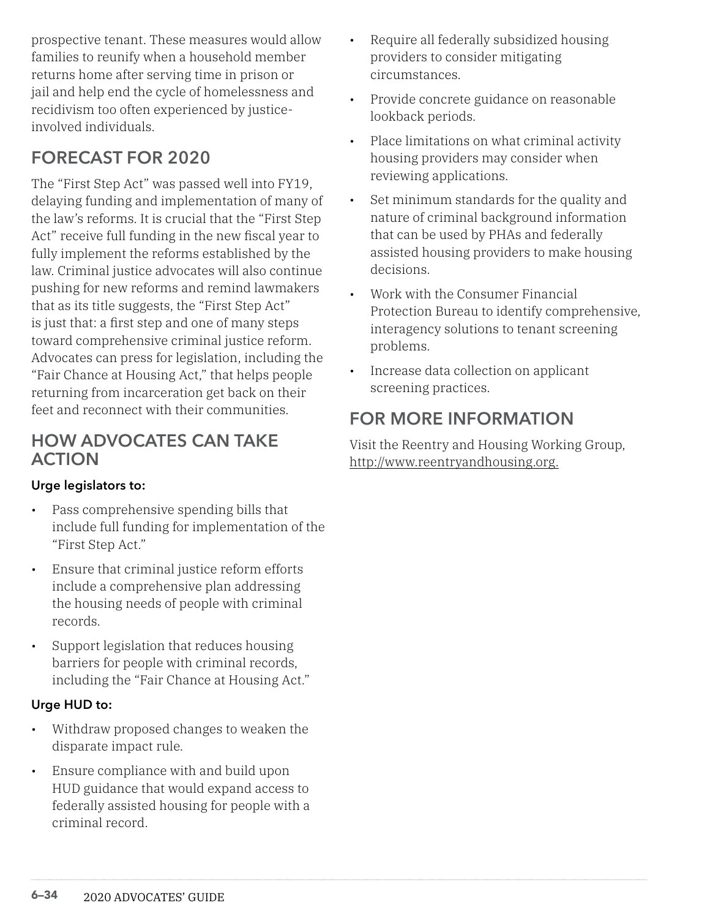prospective tenant. These measures would allow families to reunify when a household member returns home after serving time in prison or jail and help end the cycle of homelessness and recidivism too often experienced by justice-involved individuals.

## FORECAST FOR 2020

The "First Step Act" was passed well into FY19, delaying funding and implementation of many of the law's reforms. It is crucial that the "First Step Act" receive full funding in the new fiscal year to fully implement the reforms established by the law. Criminal justice advocates will also continue pushing for new reforms and remind lawmakers that as its title suggests, the "First Step Act" is just that: a first step and one of many steps toward comprehensive criminal justice reform. Advocates can press for legislation, including the "Fair Chance at Housing Act," that helps people returning from incarceration get back on their feet and reconnect with their communities.

## HOW ADVOCATES CAN TAKE ACTION

**Urge legislators to:**

- Pass comprehensive spending bills that include full funding for implementation of the "First Step Act."
- Ensure that criminal justice reform efforts include a comprehensive plan addressing the housing needs of people with criminal records.
- Support legislation that reduces housing barriers for people with criminal records, including the "Fair Chance at Housing Act."

**Urge HUD to:**

- Withdraw proposed changes to weaken the disparate impact rule.
- Ensure compliance with and build upon HUD guidance that would expand access to federally assisted housing for people with a criminal record.
- Require all federally subsidized housing providers to consider mitigating circumstances.
- Provide concrete guidance on reasonable lookback periods.
- Place limitations on what criminal activity housing providers may consider when reviewing applications.
- Set minimum standards for the quality and nature of criminal background information that can be used by PHAs and federally assisted housing providers to make housing decisions.
- Work with the Consumer Financial Protection Bureau to identify comprehensive, interagency solutions to tenant screening problems.
- Increase data collection on applicant screening practices.

## FOR MORE INFORMATION

Visit the Reentry and Housing Working Group, http://www.reentryandhousing.org.